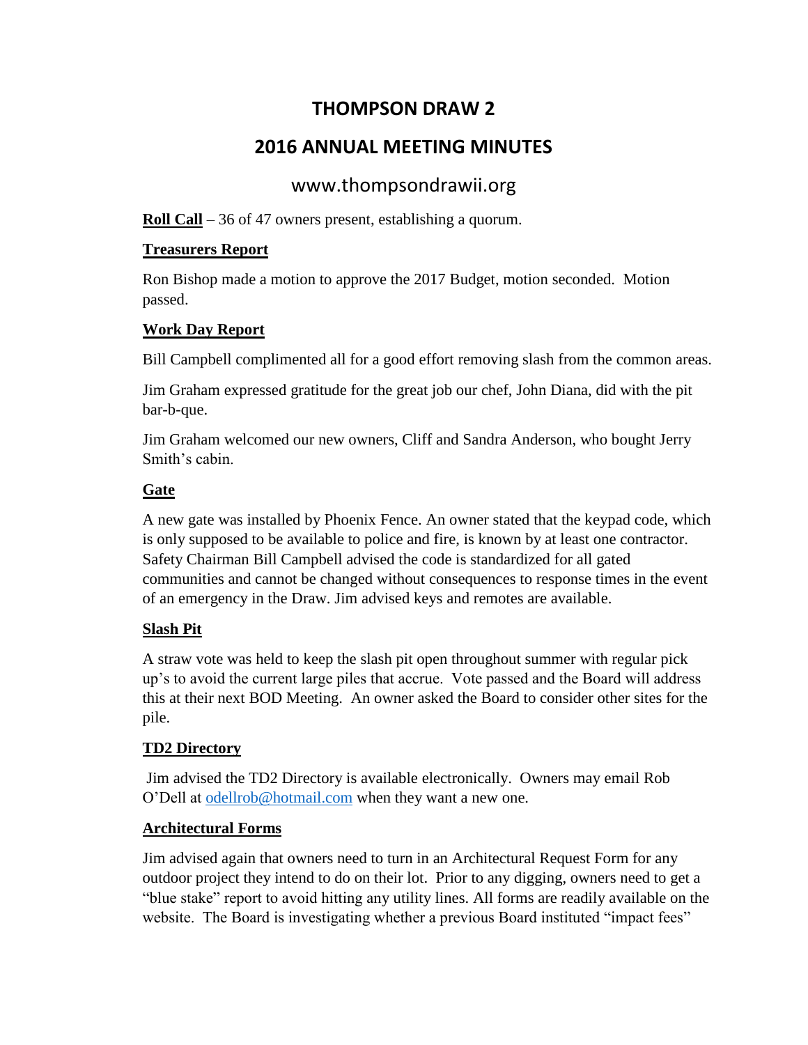# THOMPSON DRAW 2

# 2016 ANNUAL MEETING MINUTES

www.thompsondrawii.org

**Roll Call** – 36 of 47 owners present, establishing a quorum.

**Treasurers Report**

Ron Bishop made a motion to approve the 2017 Budget, motion seconded. Motion passed.

**Work Day Report**

Bill Campbell complimented all for a good effort removing slash from the common areas.

Jim Graham expressed gratitude for the great job our chef, John Diana, did with the pit bar-b-que.

Jim Graham welcomed our new owners, Cliff and Sandra Anderson, who bought Jerry Smith's cabin.

**Gate**

A new gate was installed by Phoenix Fence. An owner stated that the keypad code, which is only supposed to be available to police and fire, is known by at least one contractor. Safety Chairman Bill Campbell advised the code is standardized for all gated communities and cannot be changed without consequences to response times in the event of an emergency in the Draw. Jim advised keys and remotes are available.

**Slash Pit**

A straw vote was held to keep the slash pit open throughout summer with regular pick up's to avoid the current large piles that accrue. Vote passed and the Board will address this at their next BOD Meeting. An owner asked the Board to consider other sites for the pile.

**TD2 Directory**

Jim advised the TD2 Directory is available electronically. Owners may email Rob O'Dell at odellrob@hotmail.com when they want a new one.

**Architectural Forms**

Jim advised again that owners need to turn in an Architectural Request Form for any outdoor project they intend to do on their lot. Prior to any digging, owners need to get a "blue stake" report to avoid hitting any utility lines. All forms are readily available on the website. The Board is investigating whether a previous Board instituted "impact fees"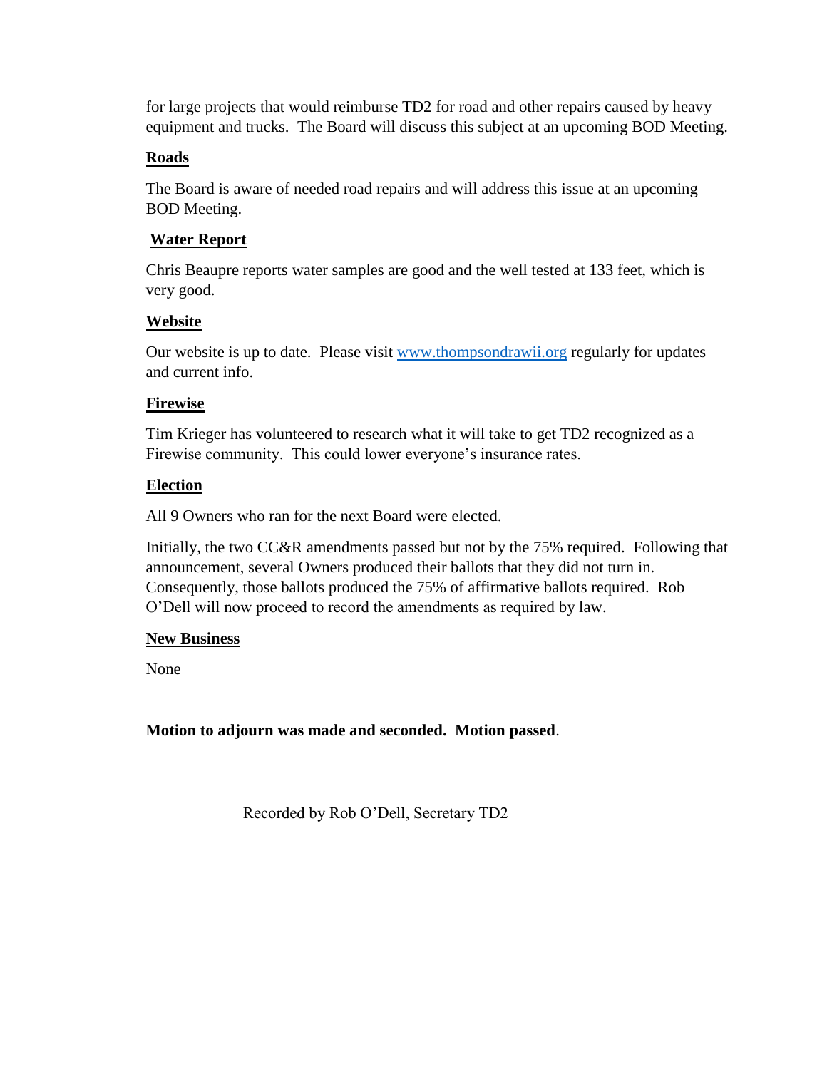for large projects that would reimburse TD2 for road and other repairs caused by heavy equipment and trucks. The Board will discuss this subject at an upcoming BOD Meeting.

**Roads**

The Board is aware of needed road repairs and will address this issue at an upcoming BOD Meeting.

**Water Report**

Chris Beaupre reports water samples are good and the well tested at 133 feet, which is very good.

**Website**

Our website is up to date. Please visit [www.thompsondrawii.org](http://www.thompsondrawii.org) regularly for updates and current info.

**Firewise**

Tim Krieger has volunteered to research what it will take to get TD2 recognized as a Firewise community. This could lower everyone's insurance rates.

**Election**

All 9 Owners who ran for the next Board were elected.

Initially, the two CC&R amendments passed but not by the 75% required. Following that announcement, several Owners produced their ballots that they did not turn in. Consequently, those ballots produced the 75% of affirmative ballots required. Rob O'Dell will now proceed to record the amendments as required by law.

**New Business**

None

**Motion to adjourn was made and seconded. Motion passed**.

Recorded by Rob O'Dell, Secretary TD2